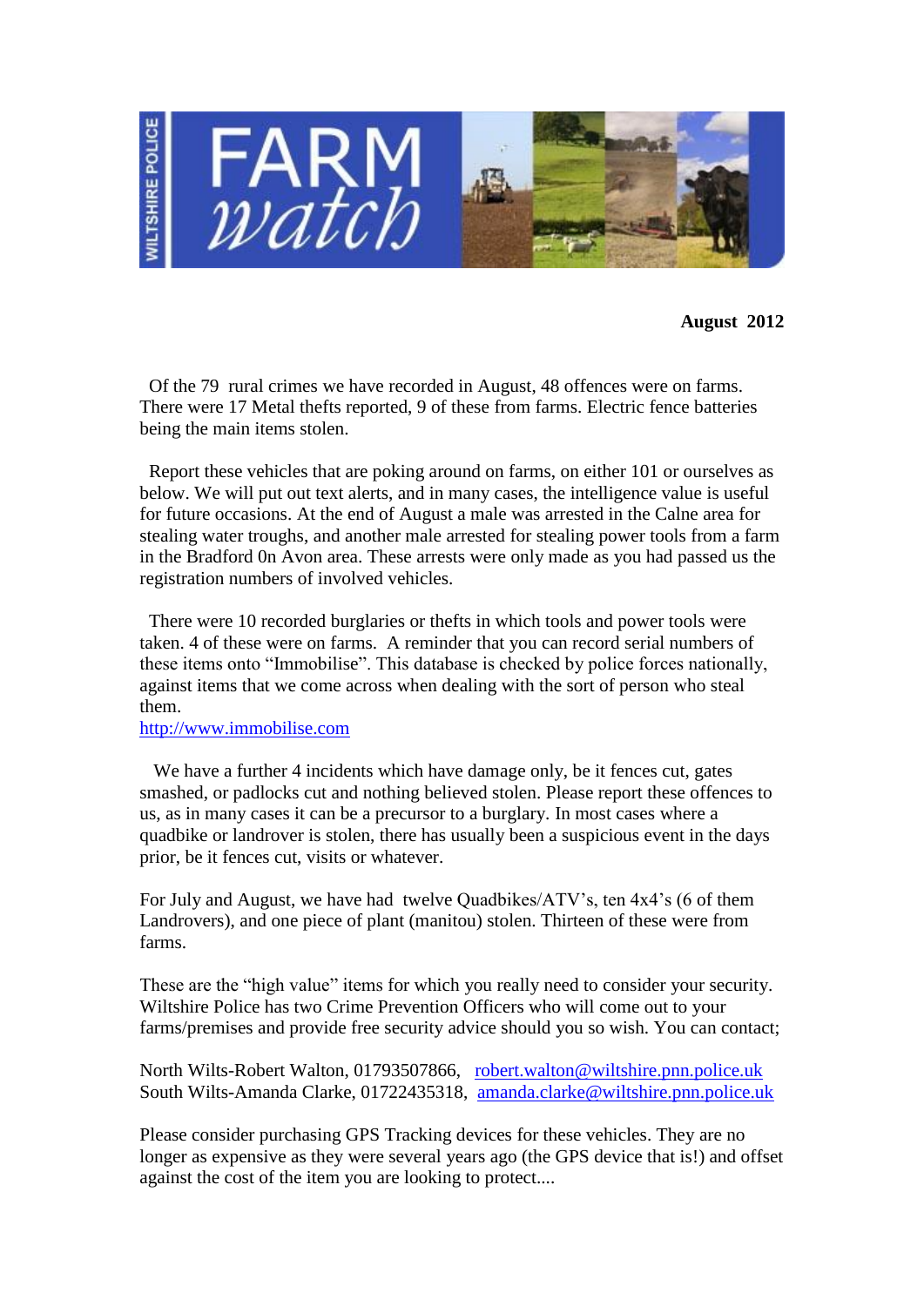# WILTSHIRE POLICE FARM watch

**August 2012**

Of the 79 rural crimes we have recorded in August, 48 offences were on farms. There were 17 Metal thefts reported, 9 of these from farms. Electric fence batteries being the main items stolen.

Report these vehicles that are poking around on farms, on either 101 or ourselves as below. We will put out text alerts, and in many cases, the intelligence value is useful for future occasions. At the end of August a male was arrested in the Calne area for stealing water troughs, and another male arrested for stealing power tools from a farm in the Bradford 0n Avon area. These arrests were only made as you had passed us the registration numbers of involved vehicles.

There were 10 recorded burglaries or thefts in which tools and power tools were taken. 4 of these were on farms. A reminder that you can record serial numbers of these items onto "Immobilise". This database is checked by police forces nationally, against items that we come across when dealing with the sort of person who steal them.
http://www.immobilise.com

We have a further 4 incidents which have damage only, be it fences cut, gates smashed, or padlocks cut and nothing believed stolen. Please report these offences to us, as in many cases it can be a precursor to a burglary. In most cases where a quadbike or landrover is stolen, there has usually been a suspicious event in the days prior, be it fences cut, visits or whatever.

For July and August, we have had twelve Quadbikes/ATV's, ten 4x4's (6 of them Landrovers), and one piece of plant (manitou) stolen. Thirteen of these were from farms.

These are the "high value" items for which you really need to consider your security. Wiltshire Police has two Crime Prevention Officers who will come out to your farms/premises and provide free security advice should you so wish. You can contact;

North Wilts-Robert Walton, 01793507866, robert.walton@wiltshire.pnn.police.uk
South Wilts-Amanda Clarke, 01722435318, amanda.clarke@wiltshire.pnn.police.uk

Please consider purchasing GPS Tracking devices for these vehicles. They are no longer as expensive as they were several years ago (the GPS device that is!) and offset against the cost of the item you are looking to protect....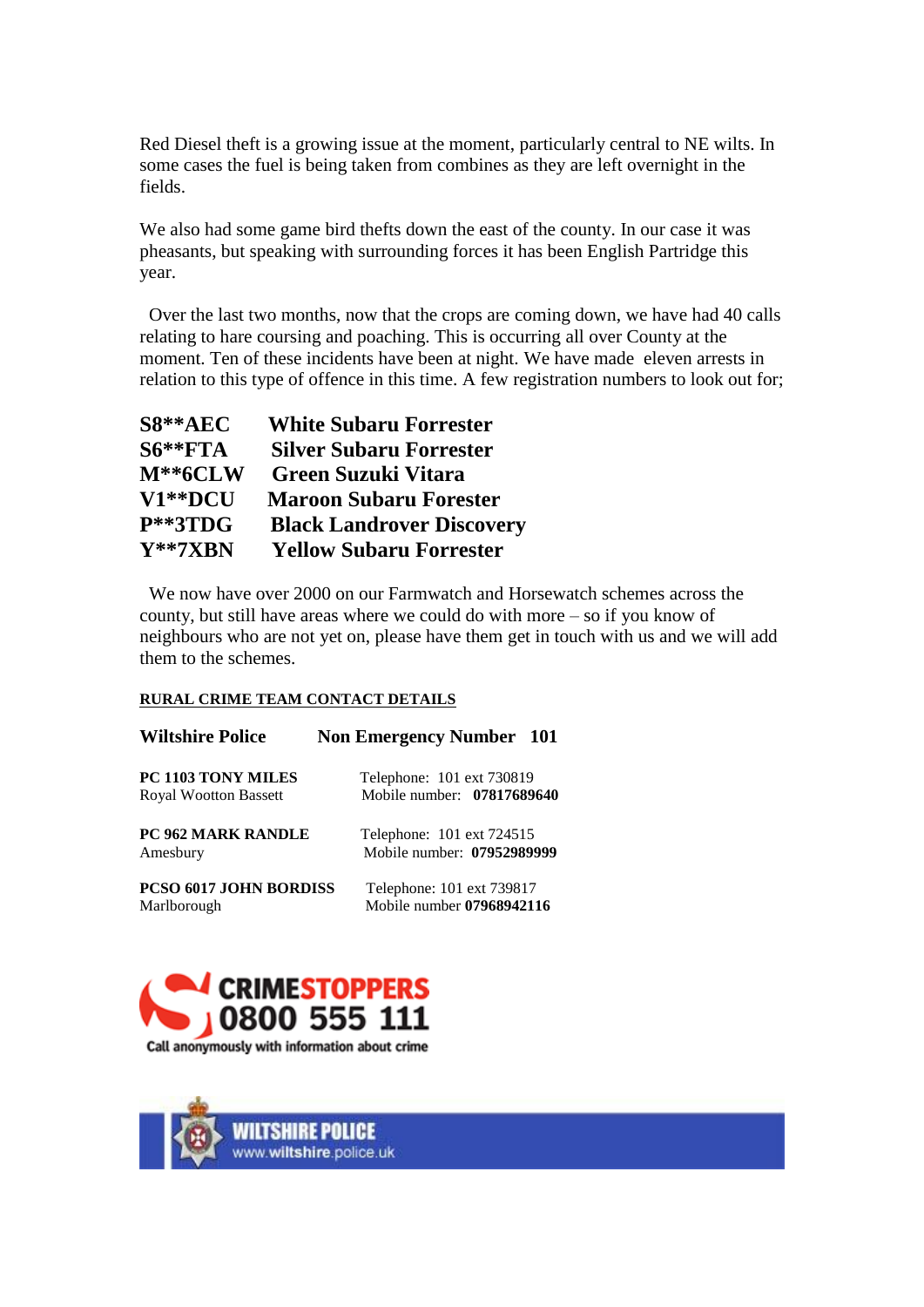Red Diesel theft is a growing issue at the moment, particularly central to NE wilts. In some cases the fuel is being taken from combines as they are left overnight in the fields.

We also had some game bird thefts down the east of the county. In our case it was pheasants, but speaking with surrounding forces it has been English Partridge this year.

Over the last two months, now that the crops are coming down, we have had 40 calls relating to hare coursing and poaching. This is occurring all over County at the moment. Ten of these incidents have been at night. We have made eleven arrests in relation to this type of offence in this time. A few registration numbers to look out for;

| | |
|---|---|
| **S8**AEC** | **White Subaru Forrester** |
| **S6**FTA** | **Silver Subaru Forrester** |
| **M**6CLW** | **Green Suzuki Vitara** |
| **V1**DCU** | **Maroon Subaru Forester** |
| **P**3TDG** | **Black Landrover Discovery** |
| **Y**7XBN** | **Yellow Subaru Forrester** |

We now have over 2000 on our Farmwatch and Horsewatch schemes across the county, but still have areas where we could do with more – so if you know of neighbours who are not yet on, please have them get in touch with us and we will add them to the schemes.

**RURAL CRIME TEAM CONTACT DETAILS**

| | |
|---|---|
| **Wiltshire Police** | **Non Emergency Number 101** |
| **PC 1103 TONY MILES**<br>Royal Wootton Bassett | Telephone: 101 ext 730819<br>Mobile number: **07817689640** |
| **PC 962 MARK RANDLE**<br>Amesbury | Telephone: 101 ext 724515<br>Mobile number: **07952989999** |
| **PCSO 6017 JOHN BORDISS**<br>Marlborough | Telephone: 101 ext 739817<br>Mobile number **07968942116** |

**CRIMESTOPPERS**
**0800 555 111**
Call anonymously with information about crime

**WILTSHIRE POLICE**
www.wiltshire.police.uk